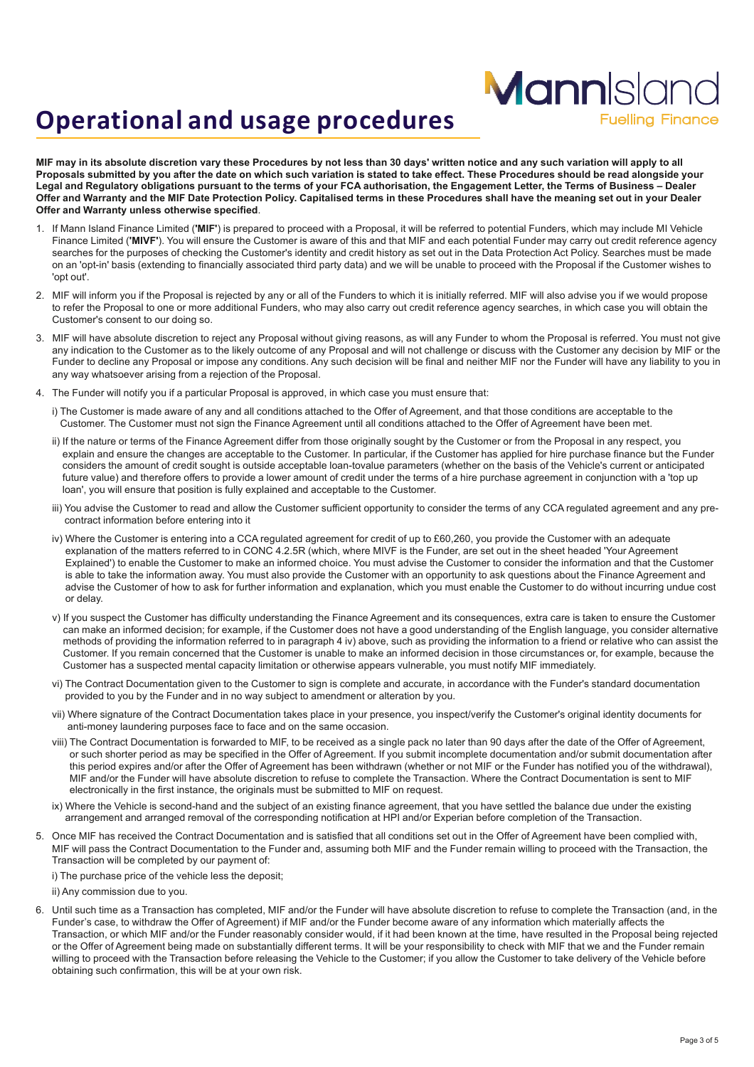# Operational and usage procedures

**MIF may in its absolute discretion vary these Procedures by not less than 30 days' written notice and any such variation will apply to all Proposals submitted by you after the date on which such variation is stated to take effect. These Procedures should be read alongside your Legal and Regulatory obligations pursuant to the terms of your FCA authorisation, the Engagement Letter, the Terms of Business – Dealer Offer and Warranty and the MIF Date Protection Policy. Capitalised terms in these Procedures shall have the meaning set out in your Dealer Offer and Warranty unless otherwise specified**.

1. If Mann Island Finance Limited (**'MIF'**) is prepared to proceed with a Proposal, it will be referred to potential Funders, which may include MI Vehicle Finance Limited (**'MIVF'**). You will ensure the Customer is aware of this and that MIF and each potential Funder may carry out credit reference agency searches for the purposes of checking the Customer's identity and credit history as set out in the Data Protection Act Policy. Searches must be made on an 'opt-in' basis (extending to financially associated third party data) and we will be unable to proceed with the Proposal if the Customer wishes to 'opt out'.

2. MIF will inform you if the Proposal is rejected by any or all of the Funders to which it is initially referred. MIF will also advise you if we would propose to refer the Proposal to one or more additional Funders, who may also carry out credit reference agency searches, in which case you will obtain the Customer's consent to our doing so.

3. MIF will have absolute discretion to reject any Proposal without giving reasons, as will any Funder to whom the Proposal is referred. You must not give any indication to the Customer as to the likely outcome of any Proposal and will not challenge or discuss with the Customer any decision by MIF or the Funder to decline any Proposal or impose any conditions. Any such decision will be final and neither MIF nor the Funder will have any liability to you in any way whatsoever arising from a rejection of the Proposal.

4. The Funder will notify you if a particular Proposal is approved, in which case you must ensure that:

   i) The Customer is made aware of any and all conditions attached to the Offer of Agreement, and that those conditions are acceptable to the Customer. The Customer must not sign the Finance Agreement until all conditions attached to the Offer of Agreement have been met.

   ii) If the nature or terms of the Finance Agreement differ from those originally sought by the Customer or from the Proposal in any respect, you explain and ensure the changes are acceptable to the Customer. In particular, if the Customer has applied for hire purchase finance but the Funder considers the amount of credit sought is outside acceptable loan-tovalue parameters (whether on the basis of the Vehicle's current or anticipated future value) and therefore offers to provide a lower amount of credit under the terms of a hire purchase agreement in conjunction with a 'top up loan', you will ensure that position is fully explained and acceptable to the Customer.

   iii) You advise the Customer to read and allow the Customer sufficient opportunity to consider the terms of any CCA regulated agreement and any pre-contract information before entering into it

   iv) Where the Customer is entering into a CCA regulated agreement for credit of up to £60,260, you provide the Customer with an adequate explanation of the matters referred to in CONC 4.2.5R (which, where MIVF is the Funder, are set out in the sheet headed 'Your Agreement Explained') to enable the Customer to make an informed choice. You must advise the Customer to consider the information and that the Customer is able to take the information away. You must also provide the Customer with an opportunity to ask questions about the Finance Agreement and advise the Customer of how to ask for further information and explanation, which you must enable the Customer to do without incurring undue cost or delay.

   v) If you suspect the Customer has difficulty understanding the Finance Agreement and its consequences, extra care is taken to ensure the Customer can make an informed decision; for example, if the Customer does not have a good understanding of the English language, you consider alternative methods of providing the information referred to in paragraph 4 iv) above, such as providing the information to a friend or relative who can assist the Customer. If you remain concerned that the Customer is unable to make an informed decision in those circumstances or, for example, because the Customer has a suspected mental capacity limitation or otherwise appears vulnerable, you must notify MIF immediately.

   vi) The Contract Documentation given to the Customer to sign is complete and accurate, in accordance with the Funder's standard documentation provided to you by the Funder and in no way subject to amendment or alteration by you.

   vii) Where signature of the Contract Documentation takes place in your presence, you inspect/verify the Customer's original identity documents for anti-money laundering purposes face to face and on the same occasion.

   viii) The Contract Documentation is forwarded to MIF, to be received as a single pack no later than 90 days after the date of the Offer of Agreement, or such shorter period as may be specified in the Offer of Agreement. If you submit incomplete documentation and/or submit documentation after this period expires and/or after the Offer of Agreement has been withdrawn (whether or not MIF or the Funder has notified you of the withdrawal), MIF and/or the Funder will have absolute discretion to refuse to complete the Transaction. Where the Contract Documentation is sent to MIF electronically in the first instance, the originals must be submitted to MIF on request.

   ix) Where the Vehicle is second-hand and the subject of an existing finance agreement, that you have settled the balance due under the existing arrangement and arranged removal of the corresponding notification at HPI and/or Experian before completion of the Transaction.

5. Once MIF has received the Contract Documentation and is satisfied that all conditions set out in the Offer of Agreement have been complied with, MIF will pass the Contract Documentation to the Funder and, assuming both MIF and the Funder remain willing to proceed with the Transaction, the Transaction will be completed by our payment of:

   i) The purchase price of the vehicle less the deposit;

   ii) Any commission due to you.

6. Until such time as a Transaction has completed, MIF and/or the Funder will have absolute discretion to refuse to complete the Transaction (and, in the Funder's case, to withdraw the Offer of Agreement) if MIF and/or the Funder become aware of any information which materially affects the Transaction, or which MIF and/or the Funder reasonably consider would, if it had been known at the time, have resulted in the Proposal being rejected or the Offer of Agreement being made on substantially different terms. It will be your responsibility to check with MIF that we and the Funder remain willing to proceed with the Transaction before releasing the Vehicle to the Customer; if you allow the Customer to take delivery of the Vehicle before obtaining such confirmation, this will be at your own risk.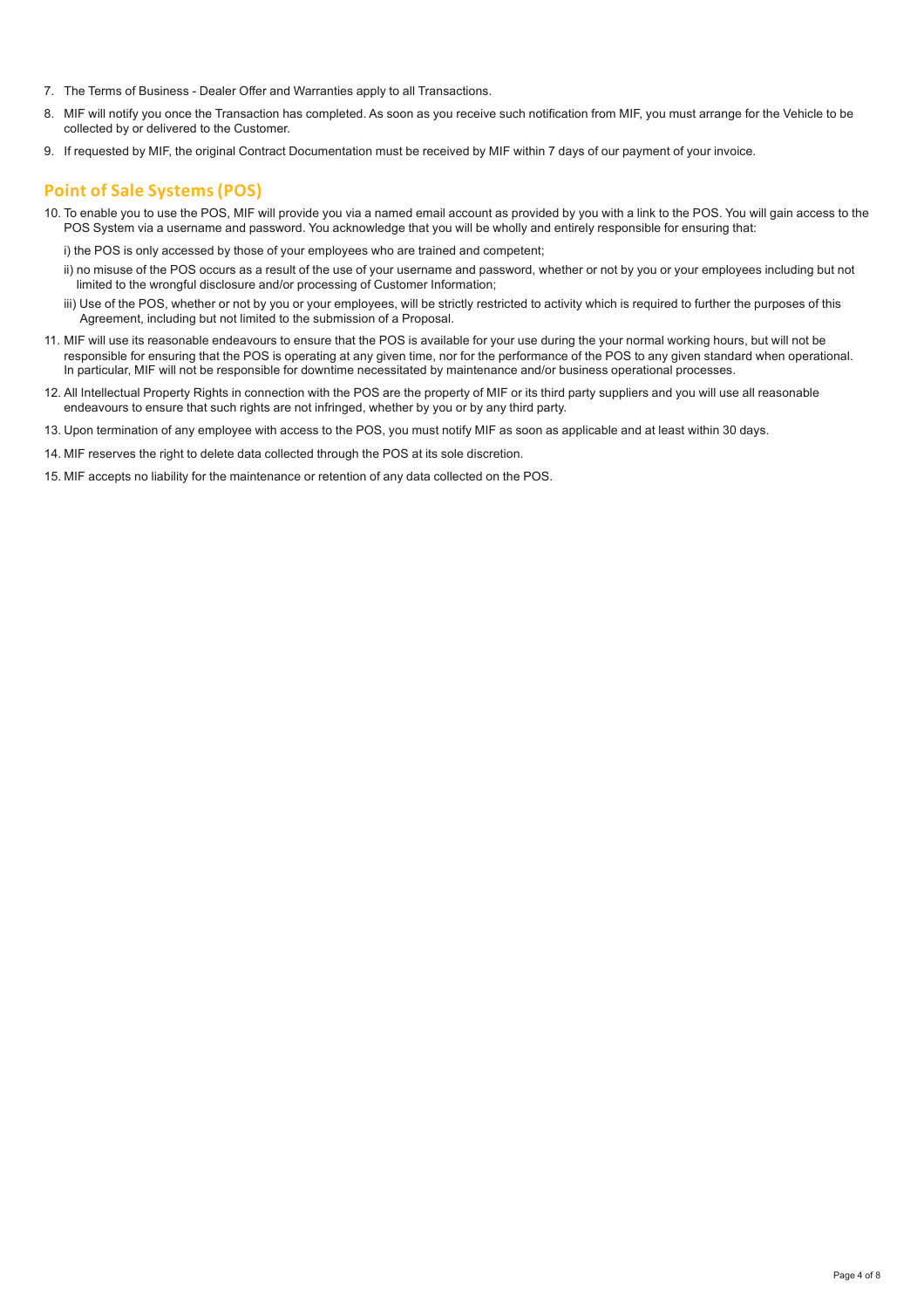7. The Terms of Business - Dealer Offer and Warranties apply to all Transactions.

8. MIF will notify you once the Transaction has completed. As soon as you receive such notification from MIF, you must arrange for the Vehicle to be collected by or delivered to the Customer.

9. If requested by MIF, the original Contract Documentation must be received by MIF within 7 days of our payment of your invoice.

## Point of Sale Systems (POS)

10. To enable you to use the POS, MIF will provide you via a named email account as provided by you with a link to the POS. You will gain access to the POS System via a username and password. You acknowledge that you will be wholly and entirely responsible for ensuring that:

    i) the POS is only accessed by those of your employees who are trained and competent;

    ii) no misuse of the POS occurs as a result of the use of your username and password, whether or not by you or your employees including but not limited to the wrongful disclosure and/or processing of Customer Information;

    iii) Use of the POS, whether or not by you or your employees, will be strictly restricted to activity which is required to further the purposes of this Agreement, including but not limited to the submission of a Proposal.

11. MIF will use its reasonable endeavours to ensure that the POS is available for your use during the your normal working hours, but will not be responsible for ensuring that the POS is operating at any given time, nor for the performance of the POS to any given standard when operational. In particular, MIF will not be responsible for downtime necessitated by maintenance and/or business operational processes.

12. All Intellectual Property Rights in connection with the POS are the property of MIF or its third party suppliers and you will use all reasonable endeavours to ensure that such rights are not infringed, whether by you or by any third party.

13. Upon termination of any employee with access to the POS, you must notify MIF as soon as applicable and at least within 30 days.

14. MIF reserves the right to delete data collected through the POS at its sole discretion.

15. MIF accepts no liability for the maintenance or retention of any data collected on the POS.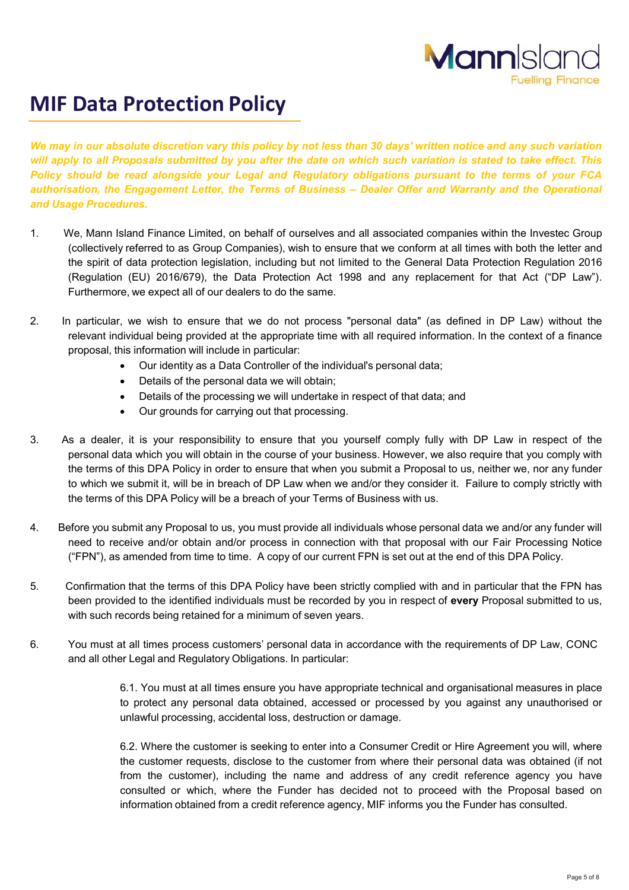# MIF Data Protection Policy

***We may in our absolute discretion vary this policy by not less than 30 days' written notice and any such variation will apply to all Proposals submitted by you after the date on which such variation is stated to take effect. This Policy should be read alongside your Legal and Regulatory obligations pursuant to the terms of your FCA authorisation, the Engagement Letter, the Terms of Business – Dealer Offer and Warranty and the Operational and Usage Procedures.***

1. We, Mann Island Finance Limited, on behalf of ourselves and all associated companies within the Investec Group (collectively referred to as Group Companies), wish to ensure that we conform at all times with both the letter and the spirit of data protection legislation, including but not limited to the General Data Protection Regulation 2016 (Regulation (EU) 2016/679), the Data Protection Act 1998 and any replacement for that Act ("DP Law"). Furthermore, we expect all of our dealers to do the same.

2. In particular, we wish to ensure that we do not process "personal data" (as defined in DP Law) without the relevant individual being provided at the appropriate time with all required information. In the context of a finance proposal, this information will include in particular:
   - Our identity as a Data Controller of the individual's personal data;
   - Details of the personal data we will obtain;
   - Details of the processing we will undertake in respect of that data; and
   - Our grounds for carrying out that processing.

3. As a dealer, it is your responsibility to ensure that you yourself comply fully with DP Law in respect of the personal data which you will obtain in the course of your business. However, we also require that you comply with the terms of this DPA Policy in order to ensure that when you submit a Proposal to us, neither we, nor any funder to which we submit it, will be in breach of DP Law when we and/or they consider it. Failure to comply strictly with the terms of this DPA Policy will be a breach of your Terms of Business with us.

4. Before you submit any Proposal to us, you must provide all individuals whose personal data we and/or any funder will need to receive and/or obtain and/or process in connection with that proposal with our Fair Processing Notice ("FPN"), as amended from time to time. A copy of our current FPN is set out at the end of this DPA Policy.

5. Confirmation that the terms of this DPA Policy have been strictly complied with and in particular that the FPN has been provided to the identified individuals must be recorded by you in respect of **every** Proposal submitted to us, with such records being retained for a minimum of seven years.

6. You must at all times process customers' personal data in accordance with the requirements of DP Law, CONC and all other Legal and Regulatory Obligations. In particular:

   6.1. You must at all times ensure you have appropriate technical and organisational measures in place to protect any personal data obtained, accessed or processed by you against any unauthorised or unlawful processing, accidental loss, destruction or damage.

   6.2. Where the customer is seeking to enter into a Consumer Credit or Hire Agreement you will, where the customer requests, disclose to the customer from where their personal data was obtained (if not from the customer), including the name and address of any credit reference agency you have consulted or which, where the Funder has decided not to proceed with the Proposal based on information obtained from a credit reference agency, MIF informs you the Funder has consulted.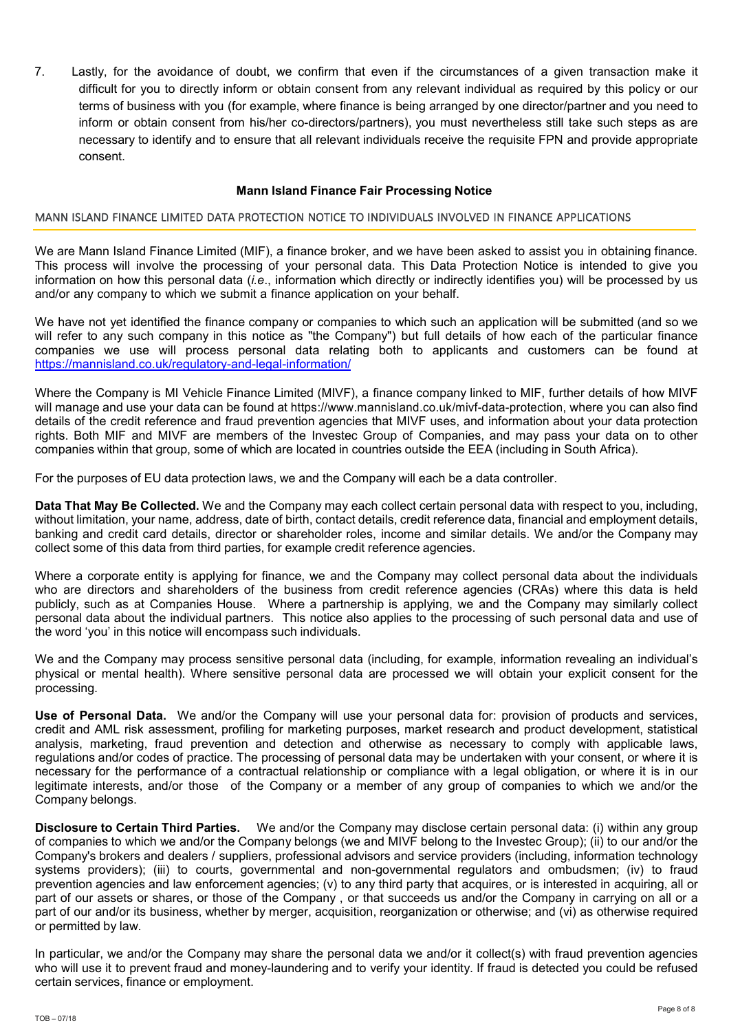7. Lastly, for the avoidance of doubt, we confirm that even if the circumstances of a given transaction make it difficult for you to directly inform or obtain consent from any relevant individual as required by this policy or our terms of business with you (for example, where finance is being arranged by one director/partner and you need to inform or obtain consent from his/her co-directors/partners), you must nevertheless still take such steps as are necessary to identify and to ensure that all relevant individuals receive the requisite FPN and provide appropriate consent.

## Mann Island Finance Fair Processing Notice

### MANN ISLAND FINANCE LIMITED DATA PROTECTION NOTICE TO INDIVIDUALS INVOLVED IN FINANCE APPLICATIONS

We are Mann Island Finance Limited (MIF), a finance broker, and we have been asked to assist you in obtaining finance. This process will involve the processing of your personal data. This Data Protection Notice is intended to give you information on how this personal data (*i.e*., information which directly or indirectly identifies you) will be processed by us and/or any company to which we submit a finance application on your behalf.

We have not yet identified the finance company or companies to which such an application will be submitted (and so we will refer to any such company in this notice as "the Company") but full details of how each of the particular finance companies we use will process personal data relating both to applicants and customers can be found at https://mannisland.co.uk/regulatory-and-legal-information/

Where the Company is MI Vehicle Finance Limited (MIVF), a finance company linked to MIF, further details of how MIVF will manage and use your data can be found at https://www.mannisland.co.uk/mivf-data-protection, where you can also find details of the credit reference and fraud prevention agencies that MIVF uses, and information about your data protection rights. Both MIF and MIVF are members of the Investec Group of Companies, and may pass your data on to other companies within that group, some of which are located in countries outside the EEA (including in South Africa).

For the purposes of EU data protection laws, we and the Company will each be a data controller.

**Data That May Be Collected.** We and the Company may each collect certain personal data with respect to you, including, without limitation, your name, address, date of birth, contact details, credit reference data, financial and employment details, banking and credit card details, director or shareholder roles, income and similar details. We and/or the Company may collect some of this data from third parties, for example credit reference agencies.

Where a corporate entity is applying for finance, we and the Company may collect personal data about the individuals who are directors and shareholders of the business from credit reference agencies (CRAs) where this data is held publicly, such as at Companies House. Where a partnership is applying, we and the Company may similarly collect personal data about the individual partners. This notice also applies to the processing of such personal data and use of the word 'you' in this notice will encompass such individuals.

We and the Company may process sensitive personal data (including, for example, information revealing an individual's physical or mental health). Where sensitive personal data are processed we will obtain your explicit consent for the processing.

**Use of Personal Data.** We and/or the Company will use your personal data for: provision of products and services, credit and AML risk assessment, profiling for marketing purposes, market research and product development, statistical analysis, marketing, fraud prevention and detection and otherwise as necessary to comply with applicable laws, regulations and/or codes of practice. The processing of personal data may be undertaken with your consent, or where it is necessary for the performance of a contractual relationship or compliance with a legal obligation, or where it is in our legitimate interests, and/or those of the Company or a member of any group of companies to which we and/or the Company belongs.

**Disclosure to Certain Third Parties.** We and/or the Company may disclose certain personal data: (i) within any group of companies to which we and/or the Company belongs (we and MIVF belong to the Investec Group); (ii) to our and/or the Company's brokers and dealers / suppliers, professional advisors and service providers (including, information technology systems providers); (iii) to courts, governmental and non-governmental regulators and ombudsmen; (iv) to fraud prevention agencies and law enforcement agencies; (v) to any third party that acquires, or is interested in acquiring, all or part of our assets or shares, or those of the Company , or that succeeds us and/or the Company in carrying on all or a part of our and/or its business, whether by merger, acquisition, reorganization or otherwise; and (vi) as otherwise required or permitted by law.

In particular, we and/or the Company may share the personal data we and/or it collect(s) with fraud prevention agencies who will use it to prevent fraud and money-laundering and to verify your identity. If fraud is detected you could be refused certain services, finance or employment.

TOB – 07/18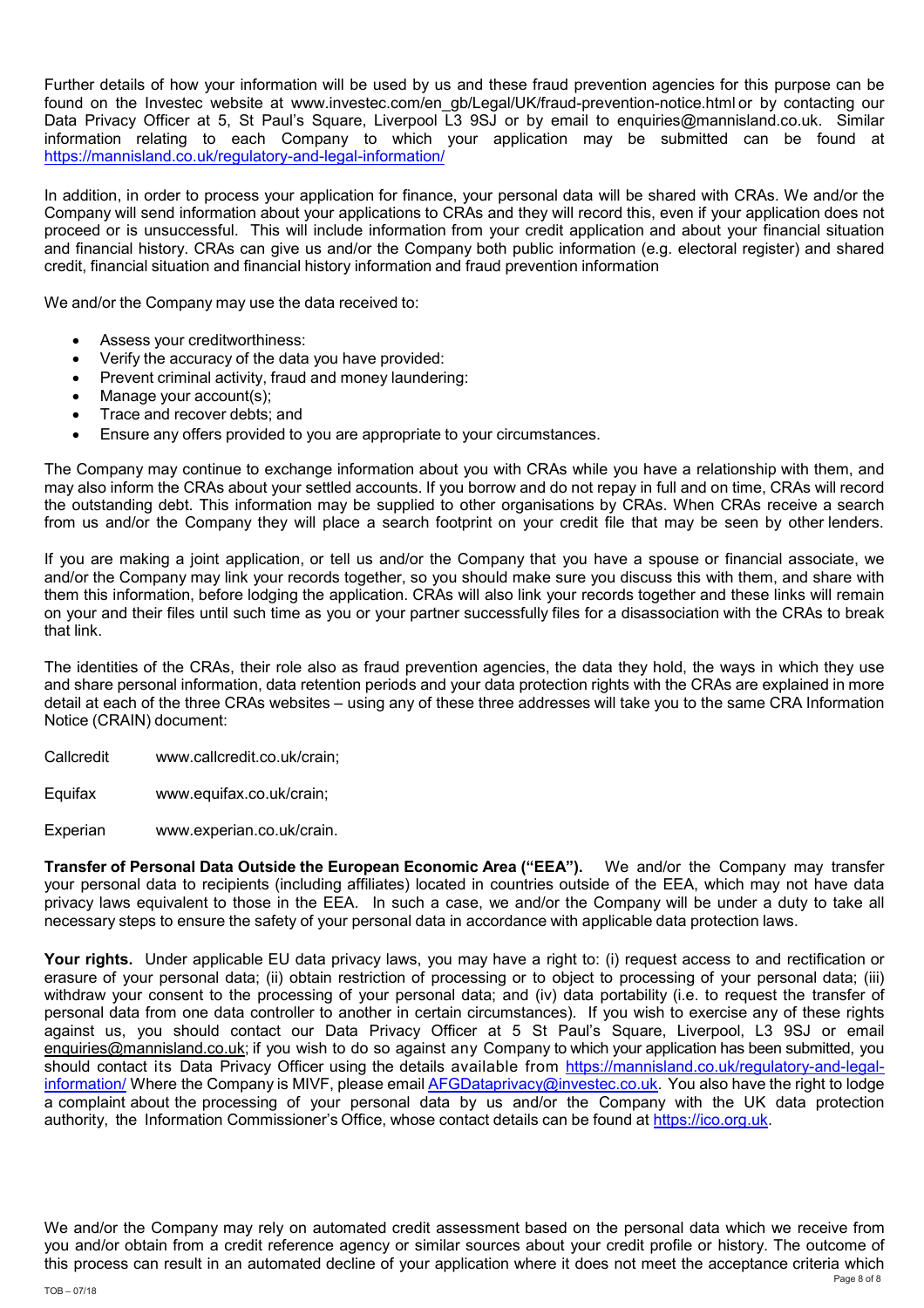Further details of how your information will be used by us and these fraud prevention agencies for this purpose can be found on the Investec website at www.investec.com/en_gb/Legal/UK/fraud-prevention-notice.html or by contacting our Data Privacy Officer at 5, St Paul's Square, Liverpool L3 9SJ or by email to enquiries@mannisland.co.uk. Similar information relating to each Company to which your application may be submitted can be found at https://mannisland.co.uk/regulatory-and-legal-information/

In addition, in order to process your application for finance, your personal data will be shared with CRAs. We and/or the Company will send information about your applications to CRAs and they will record this, even if your application does not proceed or is unsuccessful. This will include information from your credit application and about your financial situation and financial history. CRAs can give us and/or the Company both public information (e.g. electoral register) and shared credit, financial situation and financial history information and fraud prevention information

We and/or the Company may use the data received to:

- Assess your creditworthiness:
- Verify the accuracy of the data you have provided:
- Prevent criminal activity, fraud and money laundering:
- Manage your account(s);
- Trace and recover debts; and
- Ensure any offers provided to you are appropriate to your circumstances.

The Company may continue to exchange information about you with CRAs while you have a relationship with them, and may also inform the CRAs about your settled accounts. If you borrow and do not repay in full and on time, CRAs will record the outstanding debt. This information may be supplied to other organisations by CRAs. When CRAs receive a search from us and/or the Company they will place a search footprint on your credit file that may be seen by other lenders.

If you are making a joint application, or tell us and/or the Company that you have a spouse or financial associate, we and/or the Company may link your records together, so you should make sure you discuss this with them, and share with them this information, before lodging the application. CRAs will also link your records together and these links will remain on your and their files until such time as you or your partner successfully files for a disassociation with the CRAs to break that link.

The identities of the CRAs, their role also as fraud prevention agencies, the data they hold, the ways in which they use and share personal information, data retention periods and your data protection rights with the CRAs are explained in more detail at each of the three CRAs websites – using any of these three addresses will take you to the same CRA Information Notice (CRAIN) document:

Callcredit www.callcredit.co.uk/crain;

Equifax www.equifax.co.uk/crain;

Experian www.experian.co.uk/crain.

**Transfer of Personal Data Outside the European Economic Area ("EEA").** We and/or the Company may transfer your personal data to recipients (including affiliates) located in countries outside of the EEA, which may not have data privacy laws equivalent to those in the EEA. In such a case, we and/or the Company will be under a duty to take all necessary steps to ensure the safety of your personal data in accordance with applicable data protection laws.

**Your rights.** Under applicable EU data privacy laws, you may have a right to: (i) request access to and rectification or erasure of your personal data; (ii) obtain restriction of processing or to object to processing of your personal data; (iii) withdraw your consent to the processing of your personal data; and (iv) data portability (i.e. to request the transfer of personal data from one data controller to another in certain circumstances). If you wish to exercise any of these rights against us, you should contact our Data Privacy Officer at 5 St Paul's Square, Liverpool, L3 9SJ or email enquiries@mannisland.co.uk; if you wish to do so against any Company to which your application has been submitted, you should contact its Data Privacy Officer using the details available from https://mannisland.co.uk/regulatory-and-legal-information/ Where the Company is MIVF, please email AFGDataprivacy@investec.co.uk. You also have the right to lodge a complaint about the processing of your personal data by us and/or the Company with the UK data protection authority, the Information Commissioner's Office, whose contact details can be found at https://ico.org.uk.

We and/or the Company may rely on automated credit assessment based on the personal data which we receive from you and/or obtain from a credit reference agency or similar sources about your credit profile or history. The outcome of this process can result in an automated decline of your application where it does not meet the acceptance criteria which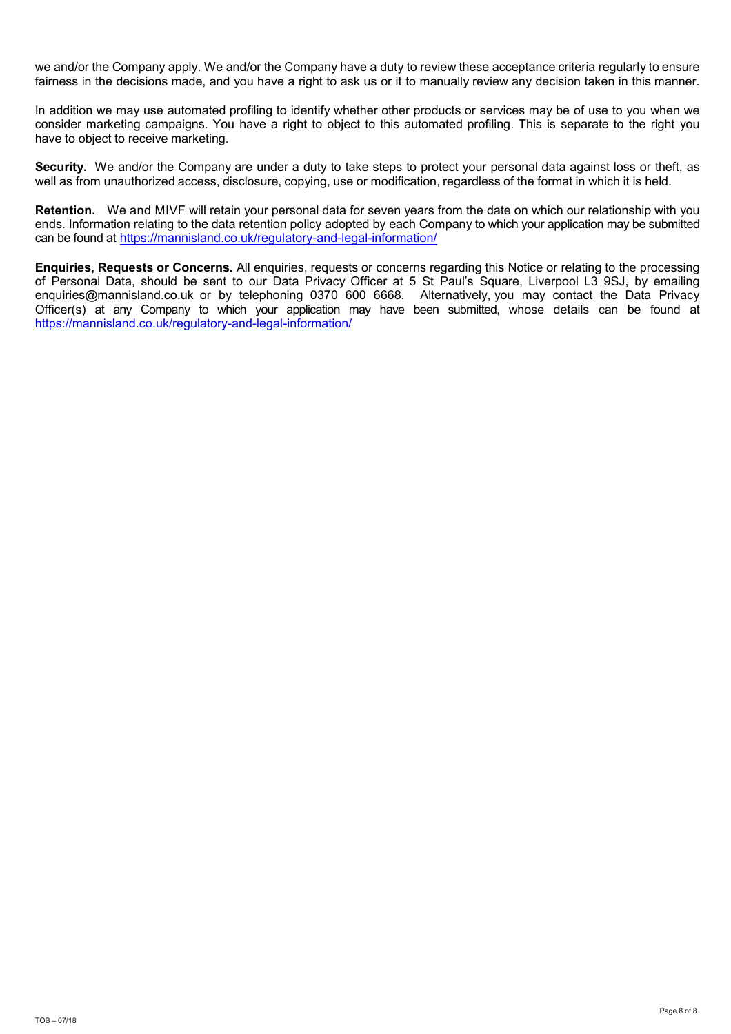we and/or the Company apply. We and/or the Company have a duty to review these acceptance criteria regularly to ensure fairness in the decisions made, and you have a right to ask us or it to manually review any decision taken in this manner.

In addition we may use automated profiling to identify whether other products or services may be of use to you when we consider marketing campaigns. You have a right to object to this automated profiling. This is separate to the right you have to object to receive marketing.

**Security.** We and/or the Company are under a duty to take steps to protect your personal data against loss or theft, as well as from unauthorized access, disclosure, copying, use or modification, regardless of the format in which it is held.

**Retention.** We and MIVF will retain your personal data for seven years from the date on which our relationship with you ends. Information relating to the data retention policy adopted by each Company to which your application may be submitted can be found at https://mannisland.co.uk/regulatory-and-legal-information/

**Enquiries, Requests or Concerns.** All enquiries, requests or concerns regarding this Notice or relating to the processing of Personal Data, should be sent to our Data Privacy Officer at 5 St Paul's Square, Liverpool L3 9SJ, by emailing enquiries@mannisland.co.uk or by telephoning 0370 600 6668. Alternatively, you may contact the Data Privacy Officer(s) at any Company to which your application may have been submitted, whose details can be found at https://mannisland.co.uk/regulatory-and-legal-information/

TOB – 07/18